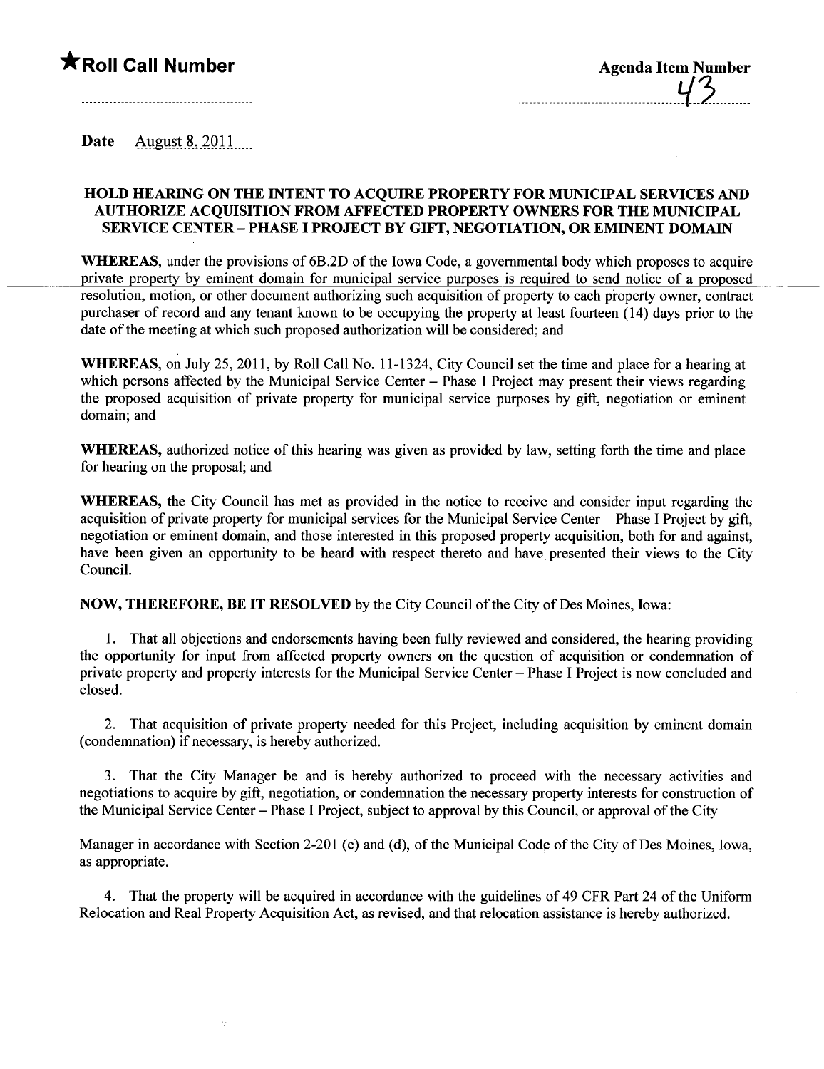**★Roll Call Number**

**Agenda Item Number**

43

**Date** August 8, 2011

### HOLD HEARING ON THE INTENT TO ACQUIRE PROPERTY FOR MUNICIPAL SERVICES AND AUTHORIZE ACQUISITION FROM AFFECTED PROPERTY OWNERS FOR THE MUNICIPAL SERVICE CENTER – PHASE I PROJECT BY GIFT, NEGOTIATION, OR EMINENT DOMAIN

**WHEREAS,** under the provisions of 6B.2D of the Iowa Code, a governmental body which proposes to acquire private property by eminent domain for municipal service purposes is required to send notice of a proposed resolution, motion, or other document authorizing such acquisition of property to each property owner, contract purchaser of record and any tenant known to be occupying the property at least fourteen (14) days prior to the date of the meeting at which such proposed authorization will be considered; and

**WHEREAS,** on July 25, 2011, by Roll Call No. 11-1324, City Council set the time and place for a hearing at which persons affected by the Municipal Service Center – Phase I Project may present their views regarding the proposed acquisition of private property for municipal service purposes by gift, negotiation or eminent domain; and

**WHEREAS,** authorized notice of this hearing was given as provided by law, setting forth the time and place for hearing on the proposal; and

**WHEREAS,** the City Council has met as provided in the notice to receive and consider input regarding the acquisition of private property for municipal services for the Municipal Service Center – Phase I Project by gift, negotiation or eminent domain, and those interested in this proposed property acquisition, both for and against, have been given an opportunity to be heard with respect thereto and have presented their views to the City Council.

**NOW, THEREFORE, BE IT RESOLVED** by the City Council of the City of Des Moines, Iowa:

1. That all objections and endorsements having been fully reviewed and considered, the hearing providing the opportunity for input from affected property owners on the question of acquisition or condemnation of private property and property interests for the Municipal Service Center – Phase I Project is now concluded and closed.

2. That acquisition of private property needed for this Project, including acquisition by eminent domain (condemnation) if necessary, is hereby authorized.

3. That the City Manager be and is hereby authorized to proceed with the necessary activities and negotiations to acquire by gift, negotiation, or condemnation the necessary property interests for construction of the Municipal Service Center – Phase I Project, subject to approval by this Council, or approval of the City Manager in accordance with Section 2-201 (c) and (d), of the Municipal Code of the City of Des Moines, Iowa, as appropriate.

4. That the property will be acquired in accordance with the guidelines of 49 CFR Part 24 of the Uniform Relocation and Real Property Acquisition Act, as revised, and that relocation assistance is hereby authorized.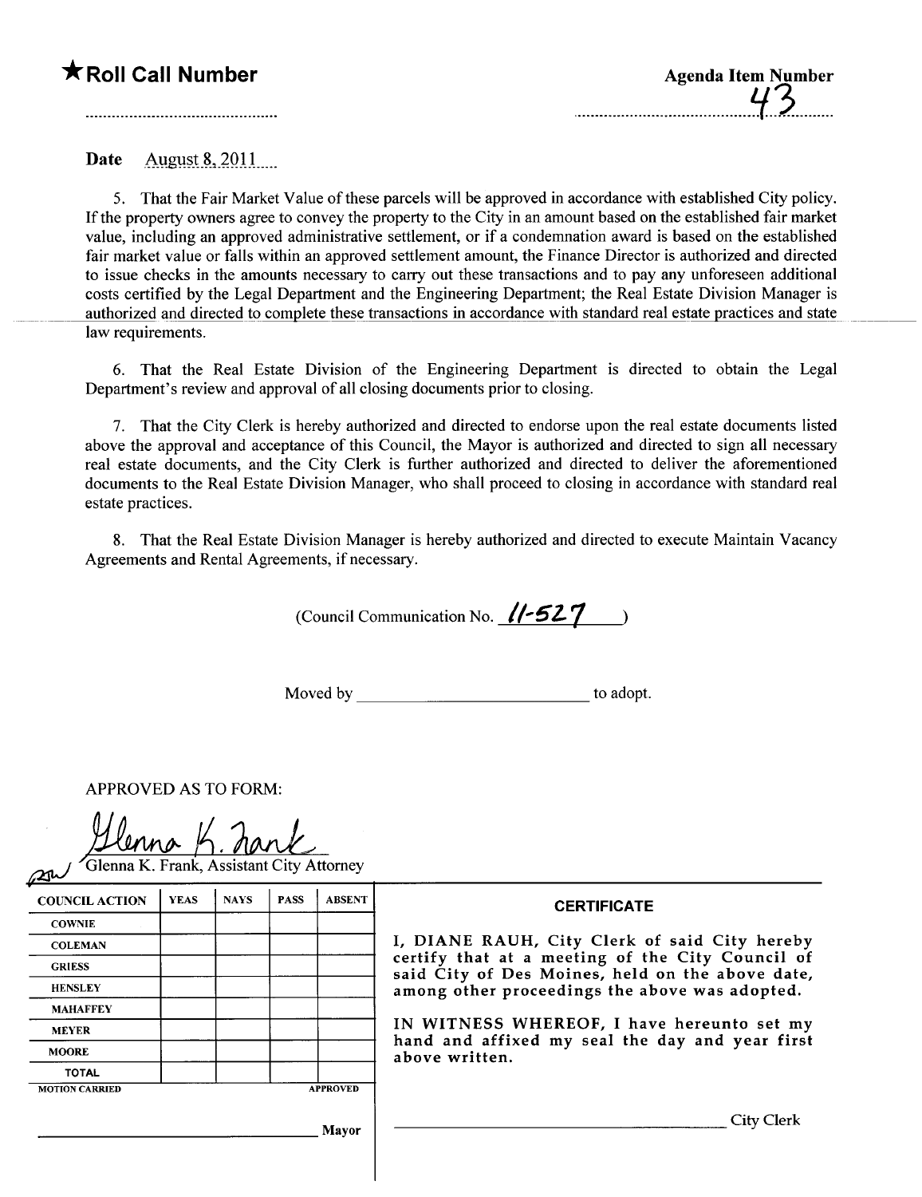**★Roll Call Number**

**Agenda Item Number**
43

**Date** August 8, 2011

5. That the Fair Market Value of these parcels will be approved in accordance with established City policy. If the property owners agree to convey the property to the City in an amount based on the established fair market value, including an approved administrative settlement, or if a condemnation award is based on the established fair market value or falls within an approved settlement amount, the Finance Director is authorized and directed to issue checks in the amounts necessary to carry out these transactions and to pay any unforeseen additional costs certified by the Legal Department and the Engineering Department; the Real Estate Division Manager is authorized and directed to complete these transactions in accordance with standard real estate practices and state law requirements.

6. That the Real Estate Division of the Engineering Department is directed to obtain the Legal Department's review and approval of all closing documents prior to closing.

7. That the City Clerk is hereby authorized and directed to endorse upon the real estate documents listed above the approval and acceptance of this Council, the Mayor is authorized and directed to sign all necessary real estate documents, and the City Clerk is further authorized and directed to deliver the aforementioned documents to the Real Estate Division Manager, who shall proceed to closing in accordance with standard real estate practices.

8. That the Real Estate Division Manager is hereby authorized and directed to execute Maintain Vacancy Agreements and Rental Agreements, if necessary.

(Council Communication No. 11-527)

Moved by \_\_\_\_\_\_\_\_\_\_\_\_\_\_\_\_\_\_\_\_\_\_\_\_\_\_ to adopt.

APPROVED AS TO FORM:

Glenna K. Frank

Glenna K. Frank, Assistant City Attorney

| COUNCIL ACTION | YEAS | NAYS | PASS | ABSENT |
|---|---|---|---|---|
| COWNIE | | | | |
| COLEMAN | | | | |
| GRIESS | | | | |
| HENSLEY | | | | |
| MAHAFFEY | | | | |
| MEYER | | | | |
| MOORE | | | | |
| TOTAL | | | | |
| MOTION CARRIED | | | | APPROVED |

\_\_\_\_\_\_\_\_\_\_\_\_\_\_\_\_\_\_\_\_\_\_\_\_\_\_ Mayor

**CERTIFICATE**

I, DIANE RAUH, City Clerk of said City hereby certify that at a meeting of the City Council of said City of Des Moines, held on the above date, among other proceedings the above was adopted.

IN WITNESS WHEREOF, I have hereunto set my hand and affixed my seal the day and year first above written.

\_\_\_\_\_\_\_\_\_\_\_\_\_\_\_\_\_\_\_\_\_\_\_\_\_\_ City Clerk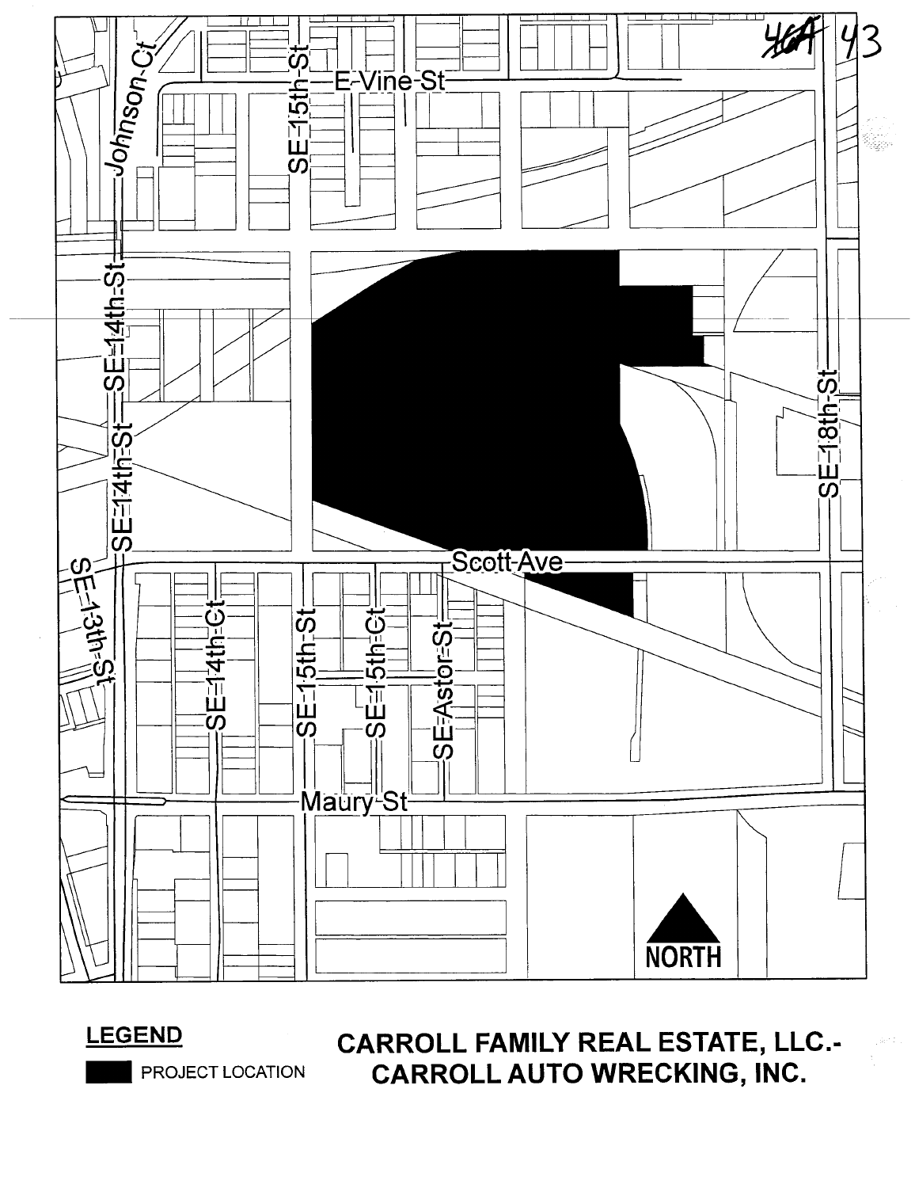46A 43

E-Vine-St

Johnson-Ct

SE-15th-St

SE-14th-St

SE-14th-St

SE-18th-St

Scott-Ave

SE-13th-St

SE-14th-Ct

SE-15th-St

SE-15th-Ct

SE-Astor-St

Maury-St

NORTH

**LEGEND**

PROJECT LOCATION

**CARROLL FAMILY REAL ESTATE, LLC.- CARROLL AUTO WRECKING, INC.**